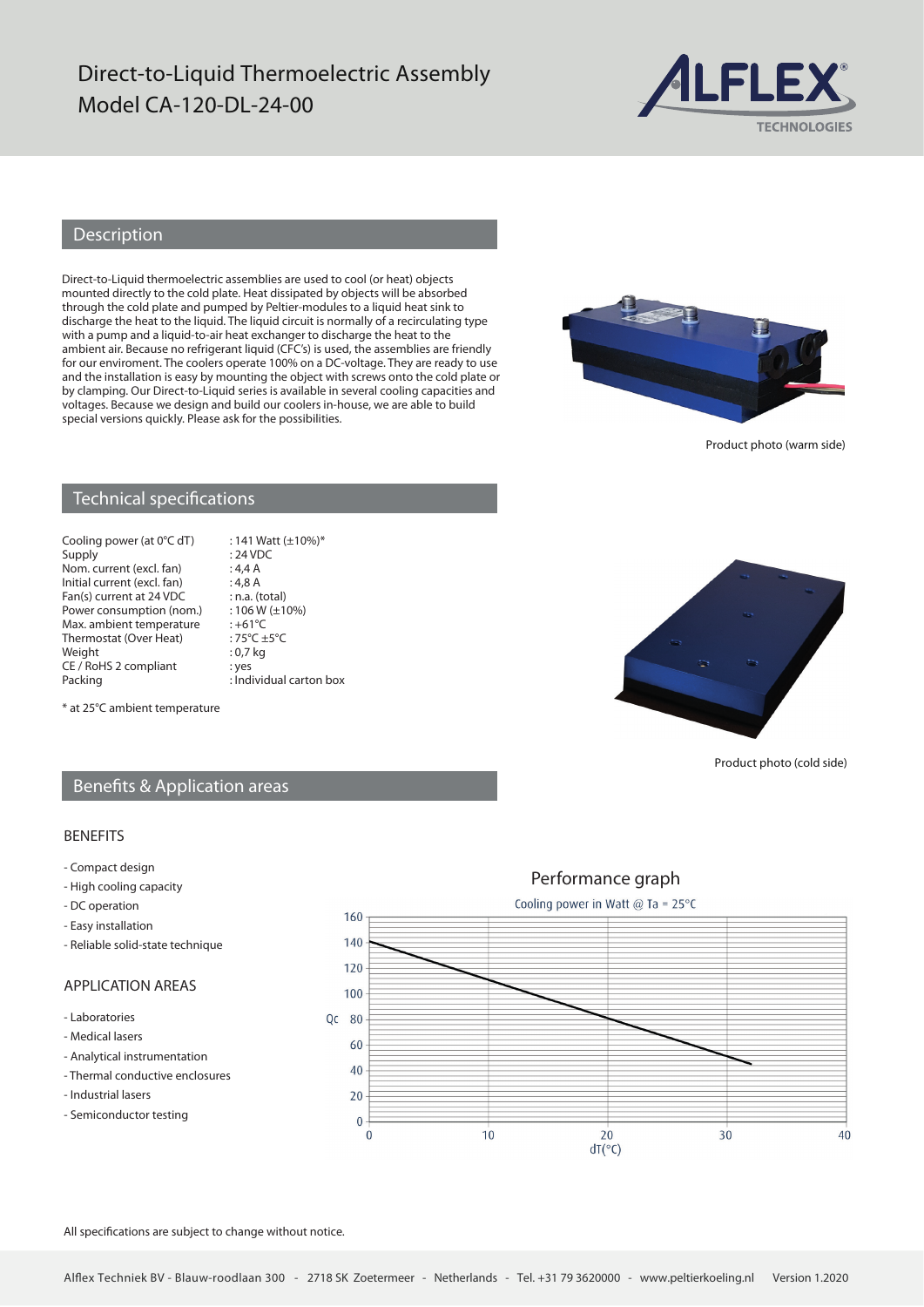# Direct-to-Liquid Thermoelectric Assembly
# Model CA-120-DL-24-00

## Description

Direct-to-Liquid thermoelectric assemblies are used to cool (or heat) objects mounted directly to the cold plate. Heat dissipated by objects will be absorbed through the cold plate and pumped by Peltier-modules to a liquid heat sink to discharge the heat to the liquid. The liquid circuit is normally of a recirculating type with a pump and a liquid-to-air heat exchanger to discharge the heat to the ambient air. Because no refrigerant liquid (CFC's) is used, the assemblies are friendly for our enviroment. The coolers operate 100% on a DC-voltage. They are ready to use and the installation is easy by mounting the object with screws onto the cold plate or by clamping. Our Direct-to-Liquid series is available in several cooling capacities and voltages. Because we design and build our coolers in-house, we are able to build special versions quickly. Please ask for the possibilities.

Product photo (warm side)

## Technical specifications

| | |
|---|---|
| Cooling power (at 0°C dT) | : 141 Watt (±10%)* |
| Supply | : 24 VDC |
| Nom. current (excl. fan) | : 4,4 A |
| Initial current (excl. fan) | : 4,8 A |
| Fan(s) current at 24 VDC | : n.a. (total) |
| Power consumption (nom.) | : 106 W (±10%) |
| Max. ambient temperature | : +61°C |
| Thermostat (Over Heat) | : 75°C ±5°C |
| Weight | : 0,7 kg |
| CE / RoHS 2 compliant | : yes |
| Packing | : Individual carton box |

\* at 25°C ambient temperature

Product photo (cold side)

## Benefits & Application areas

### BENEFITS

- Compact design
- High cooling capacity
- DC operation
- Easy installation
- Reliable solid-state technique

### APPLICATION AREAS

- Laboratories
- Medical lasers
- Analytical instrumentation
- Thermal conductive enclosures
- Industrial lasers
- Semiconductor testing

### Performance graph

Cooling power in Watt @ Ta = 25°C

Qc (0–160) vs dT(°C) (0–40)

All specifications are subject to change without notice.

Alflex Techniek BV - Blauw-roodlaan 300 - 2718 SK Zoetermeer - Netherlands - Tel. +31 79 3620000 - www.peltierkoeling.nl Version 1.2020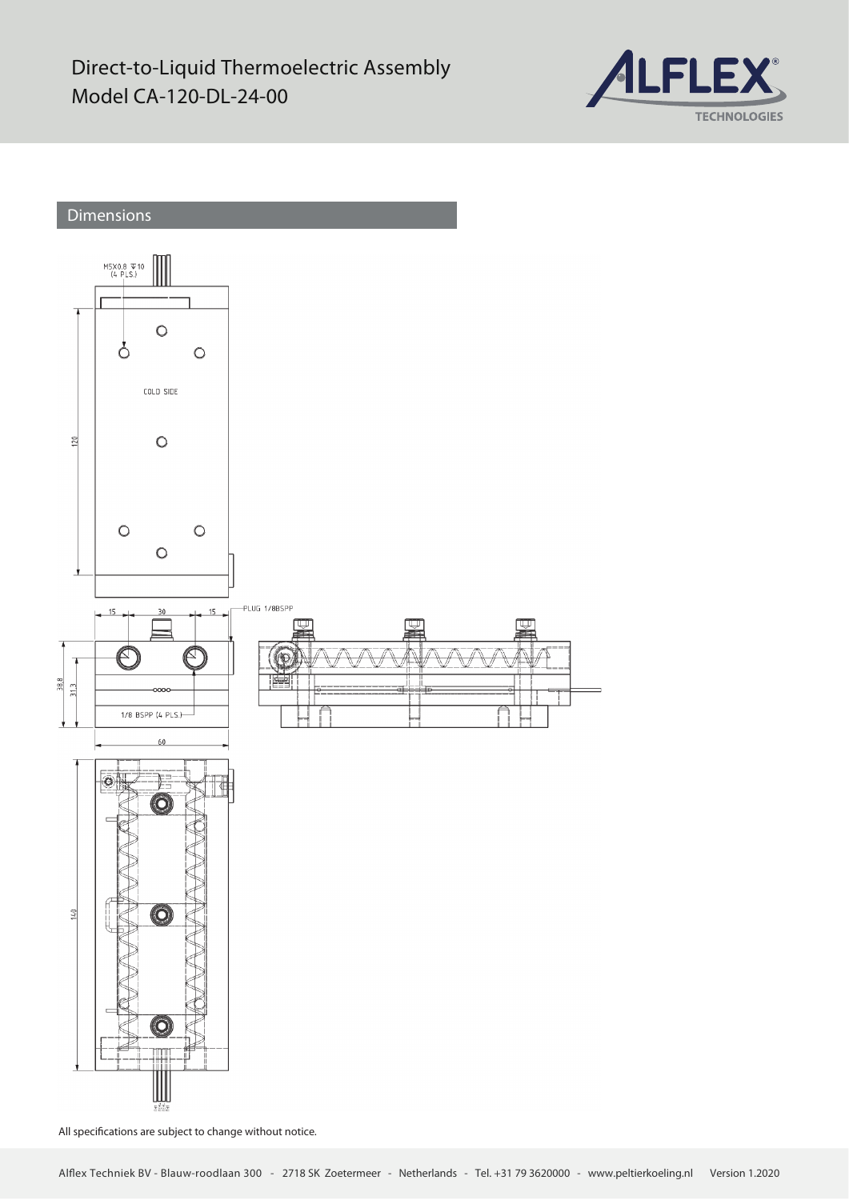# Direct-to-Liquid Thermoelectric Assembly
# Model CA-120-DL-24-00

## Dimensions

M5X0.8 ⊽10
(4 PLS.)

COLD SIDE

120

15
30
15

PLUG 1/8BSPP

38.8
31.3

1/8 BSPP (4 PLS.)

60

140

All specifications are subject to change without notice.

Alflex Techniek BV - Blauw-roodlaan 300 - 2718 SK Zoetermeer - Netherlands - Tel. +31 79 3620000 - www.peltierkoeling.nl Version 1.2020